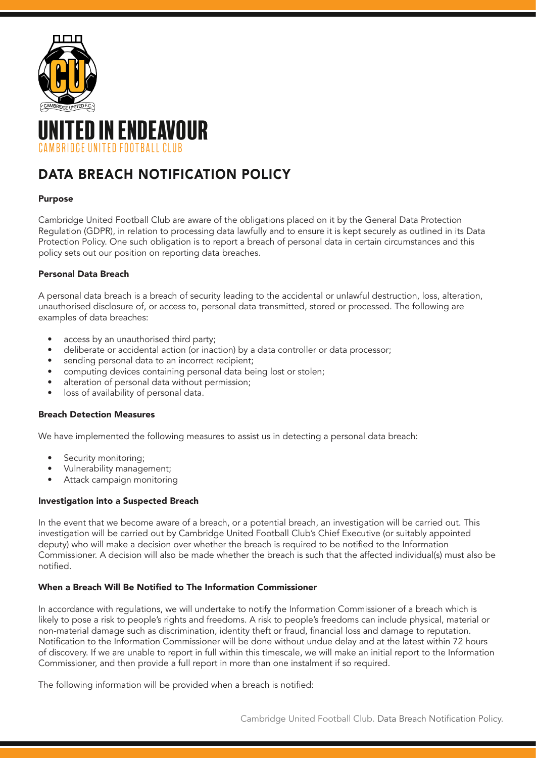# UNITED IN ENDEAVOUR

CAMBRIDGE UNITED FOOTBALL CLUB

## DATA BREACH NOTIFICATION POLICY

### Purpose

Cambridge United Football Club are aware of the obligations placed on it by the General Data Protection Regulation (GDPR), in relation to processing data lawfully and to ensure it is kept securely as outlined in its Data Protection Policy. One such obligation is to report a breach of personal data in certain circumstances and this policy sets out our position on reporting data breaches.

### Personal Data Breach

A personal data breach is a breach of security leading to the accidental or unlawful destruction, loss, alteration, unauthorised disclosure of, or access to, personal data transmitted, stored or processed. The following are examples of data breaches:

- access by an unauthorised third party;
- deliberate or accidental action (or inaction) by a data controller or data processor;
- sending personal data to an incorrect recipient;
- computing devices containing personal data being lost or stolen;
- alteration of personal data without permission;
- loss of availability of personal data.

### Breach Detection Measures

We have implemented the following measures to assist us in detecting a personal data breach:

- Security monitoring;
- Vulnerability management;
- Attack campaign monitoring

### Investigation into a Suspected Breach

In the event that we become aware of a breach, or a potential breach, an investigation will be carried out. This investigation will be carried out by Cambridge United Football Club's Chief Executive (or suitably appointed deputy) who will make a decision over whether the breach is required to be notified to the Information Commissioner. A decision will also be made whether the breach is such that the affected individual(s) must also be notified.

### When a Breach Will Be Notified to The Information Commissioner

In accordance with regulations, we will undertake to notify the Information Commissioner of a breach which is likely to pose a risk to people's rights and freedoms. A risk to people's freedoms can include physical, material or non-material damage such as discrimination, identity theft or fraud, financial loss and damage to reputation. Notification to the Information Commissioner will be done without undue delay and at the latest within 72 hours of discovery. If we are unable to report in full within this timescale, we will make an initial report to the Information Commissioner, and then provide a full report in more than one instalment if so required.

The following information will be provided when a breach is notified: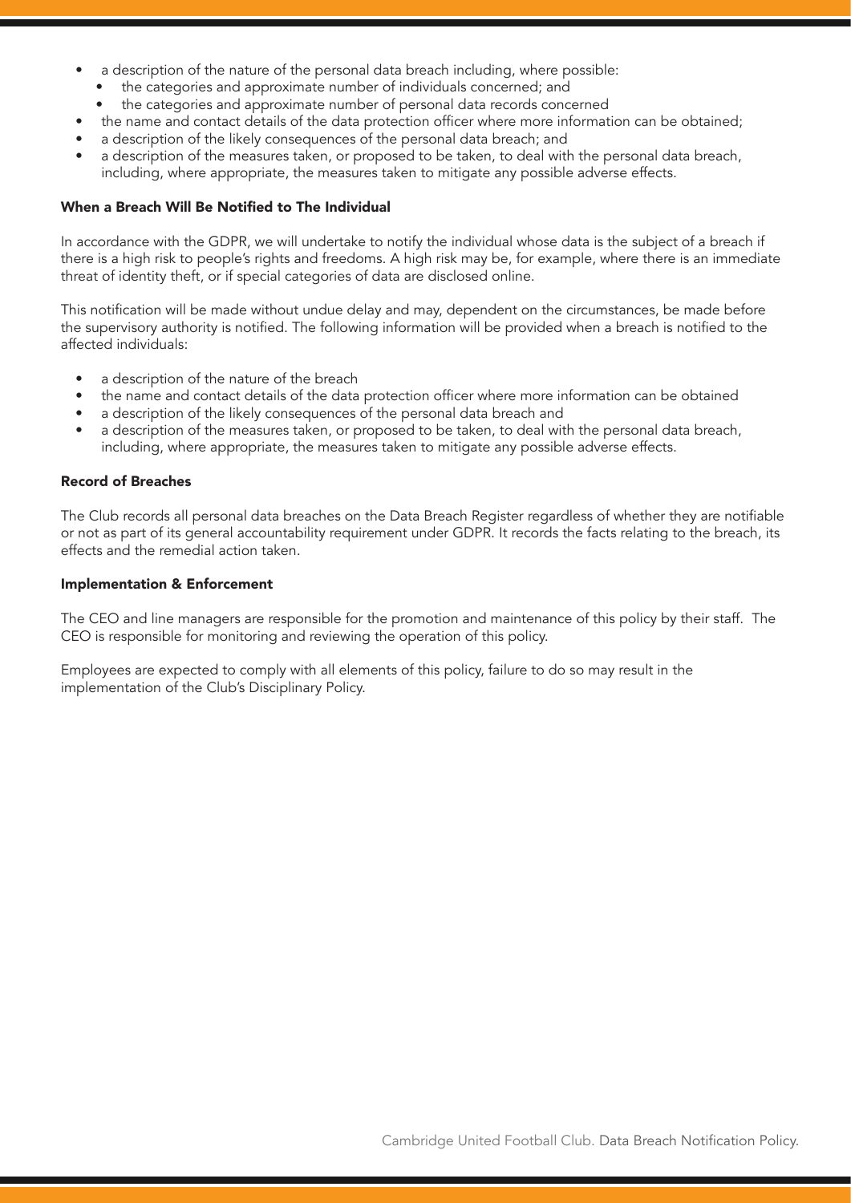- a description of the nature of the personal data breach including, where possible:
  - the categories and approximate number of individuals concerned; and
  - the categories and approximate number of personal data records concerned
- the name and contact details of the data protection officer where more information can be obtained;
- a description of the likely consequences of the personal data breach; and
- a description of the measures taken, or proposed to be taken, to deal with the personal data breach, including, where appropriate, the measures taken to mitigate any possible adverse effects.

**When a Breach Will Be Notified to The Individual**

In accordance with the GDPR, we will undertake to notify the individual whose data is the subject of a breach if there is a high risk to people's rights and freedoms. A high risk may be, for example, where there is an immediate threat of identity theft, or if special categories of data are disclosed online.

This notification will be made without undue delay and may, dependent on the circumstances, be made before the supervisory authority is notified. The following information will be provided when a breach is notified to the affected individuals:

- a description of the nature of the breach
- the name and contact details of the data protection officer where more information can be obtained
- a description of the likely consequences of the personal data breach and
- a description of the measures taken, or proposed to be taken, to deal with the personal data breach, including, where appropriate, the measures taken to mitigate any possible adverse effects.

**Record of Breaches**

The Club records all personal data breaches on the Data Breach Register regardless of whether they are notifiable or not as part of its general accountability requirement under GDPR. It records the facts relating to the breach, its effects and the remedial action taken.

**Implementation & Enforcement**

The CEO and line managers are responsible for the promotion and maintenance of this policy by their staff. The CEO is responsible for monitoring and reviewing the operation of this policy.

Employees are expected to comply with all elements of this policy, failure to do so may result in the implementation of the Club's Disciplinary Policy.